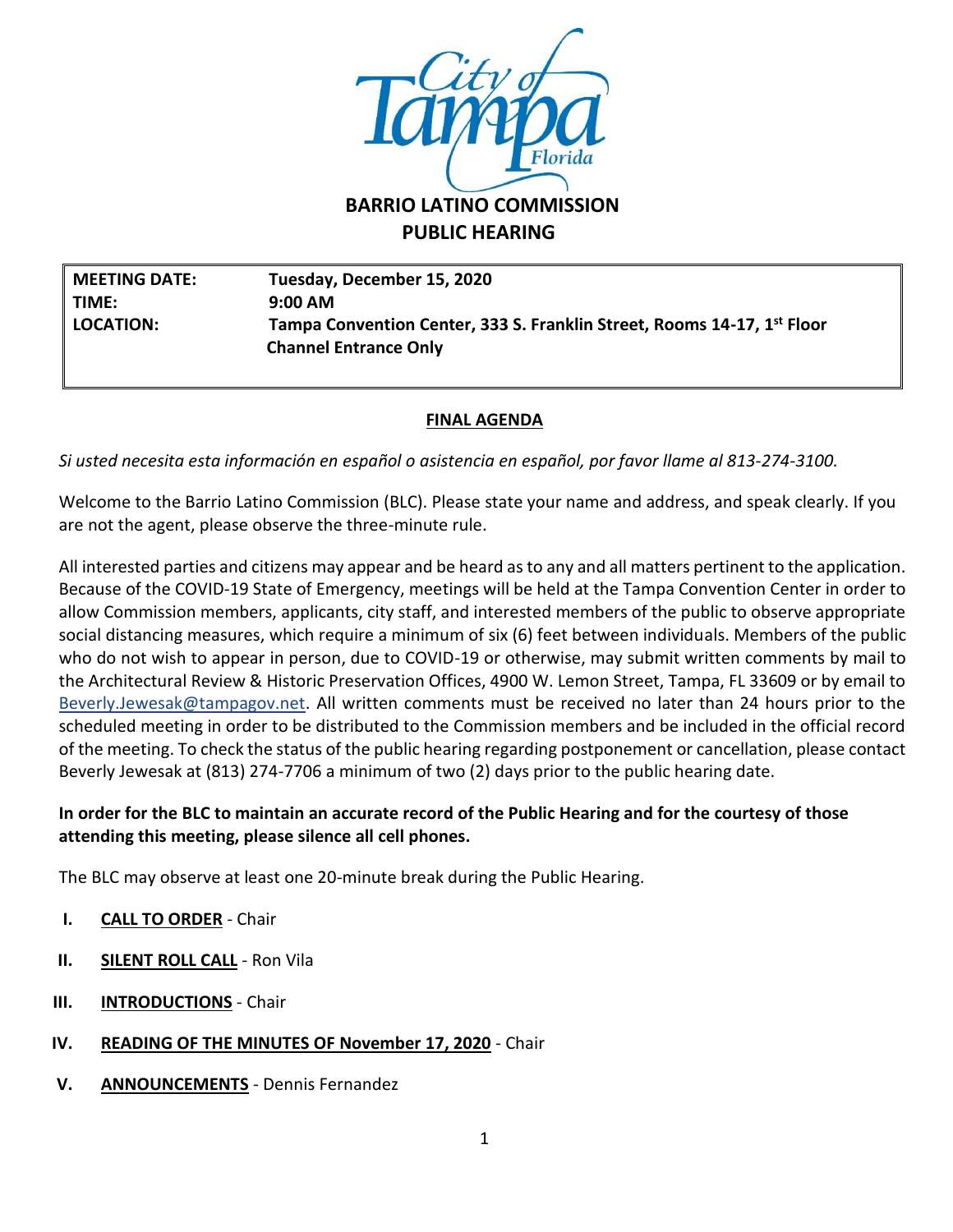# BARRIO LATINO COMMISSION
# PUBLIC HEARING

| | |
|---|---|
| **MEETING DATE:** | **Tuesday, December 15, 2020** |
| **TIME:** | **9:00 AM** |
| **LOCATION:** | **Tampa Convention Center, 333 S. Franklin Street, Rooms 14-17, 1st Floor Channel Entrance Only** |

## FINAL AGENDA

*Si usted necesita esta información en español o asistencia en español, por favor llame al 813-274-3100.*

Welcome to the Barrio Latino Commission (BLC). Please state your name and address, and speak clearly. If you are not the agent, please observe the three-minute rule.

All interested parties and citizens may appear and be heard as to any and all matters pertinent to the application. Because of the COVID-19 State of Emergency, meetings will be held at the Tampa Convention Center in order to allow Commission members, applicants, city staff, and interested members of the public to observe appropriate social distancing measures, which require a minimum of six (6) feet between individuals. Members of the public who do not wish to appear in person, due to COVID-19 or otherwise, may submit written comments by mail to the Architectural Review & Historic Preservation Offices, 4900 W. Lemon Street, Tampa, FL 33609 or by email to Beverly.Jewesak@tampagov.net. All written comments must be received no later than 24 hours prior to the scheduled meeting in order to be distributed to the Commission members and be included in the official record of the meeting. To check the status of the public hearing regarding postponement or cancellation, please contact Beverly Jewesak at (813) 274-7706 a minimum of two (2) days prior to the public hearing date.

**In order for the BLC to maintain an accurate record of the Public Hearing and for the courtesy of those attending this meeting, please silence all cell phones.**

The BLC may observe at least one 20-minute break during the Public Hearing.

- **I.** **CALL TO ORDER** - Chair
- **II.** **SILENT ROLL CALL** - Ron Vila
- **III.** **INTRODUCTIONS** - Chair
- **IV.** **READING OF THE MINUTES OF November 17, 2020** - Chair
- **V.** **ANNOUNCEMENTS** - Dennis Fernandez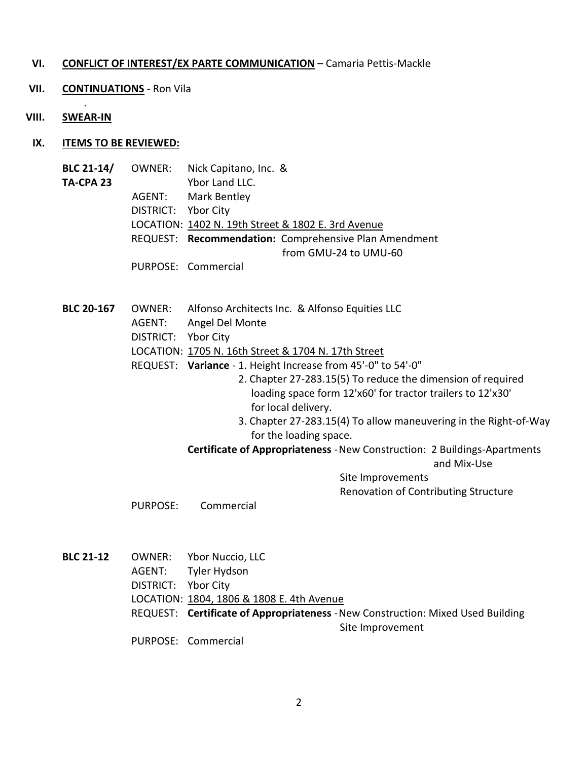VI. **CONFLICT OF INTEREST/EX PARTE COMMUNICATION** – Camaria Pettis-Mackle

VII. **CONTINUATIONS** - Ron Vila

VIII. **SWEAR-IN**

IX. **ITEMS TO BE REVIEWED:**

**BLC 21-14/ TA-CPA 23**

OWNER: Nick Capitano, Inc. & Ybor Land LLC.
AGENT: Mark Bentley
DISTRICT: Ybor City
LOCATION: 1402 N. 19th Street & 1802 E. 3rd Avenue
REQUEST: **Recommendation:** Comprehensive Plan Amendment from GMU-24 to UMU-60
PURPOSE: Commercial

**BLC 20-167**

OWNER: Alfonso Architects Inc. & Alfonso Equities LLC
AGENT: Angel Del Monte
DISTRICT: Ybor City
LOCATION: 1705 N. 16th Street & 1704 N. 17th Street
REQUEST: **Variance** - 1. Height Increase from 45'-0" to 54'-0"
2. Chapter 27-283.15(5) To reduce the dimension of required loading space form 12'x60' for tractor trailers to 12'x30' for local delivery.
3. Chapter 27-283.15(4) To allow maneuvering in the Right-of-Way for the loading space.

**Certificate of Appropriateness** - New Construction: 2 Buildings-Apartments and Mix-Use
Site Improvements
Renovation of Contributing Structure

PURPOSE: Commercial

**BLC 21-12**

OWNER: Ybor Nuccio, LLC
AGENT: Tyler Hydson
DISTRICT: Ybor City
LOCATION: 1804, 1806 & 1808 E. 4th Avenue
REQUEST: **Certificate of Appropriateness** - New Construction: Mixed Used Building
Site Improvement
PURPOSE: Commercial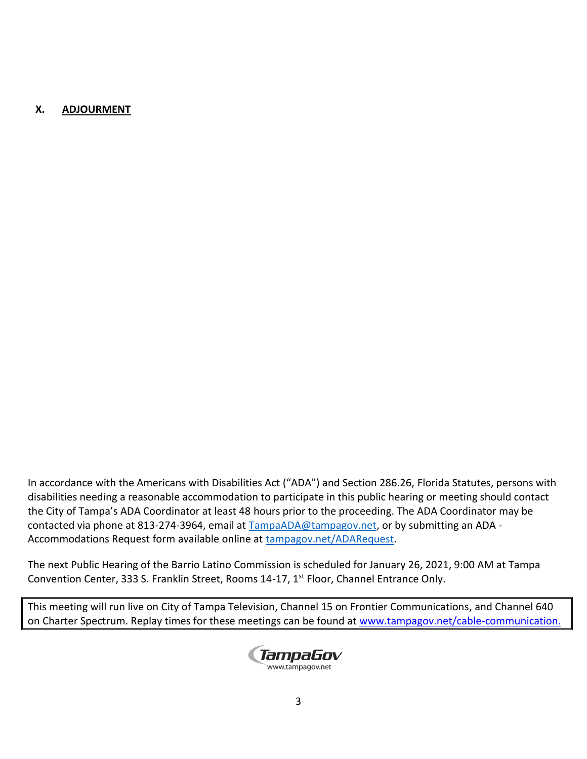**X. ADJOURMENT**

In accordance with the Americans with Disabilities Act ("ADA") and Section 286.26, Florida Statutes, persons with disabilities needing a reasonable accommodation to participate in this public hearing or meeting should contact the City of Tampa's ADA Coordinator at least 48 hours prior to the proceeding. The ADA Coordinator may be contacted via phone at 813-274-3964, email at TampaADA@tampagov.net, or by submitting an ADA - Accommodations Request form available online at tampagov.net/ADARequest.

The next Public Hearing of the Barrio Latino Commission is scheduled for January 26, 2021, 9:00 AM at Tampa Convention Center, 333 S. Franklin Street, Rooms 14-17, 1st Floor, Channel Entrance Only.

This meeting will run live on City of Tampa Television, Channel 15 on Frontier Communications, and Channel 640 on Charter Spectrum. Replay times for these meetings can be found at www.tampagov.net/cable-communication.

TampaGov
www.tampagov.net